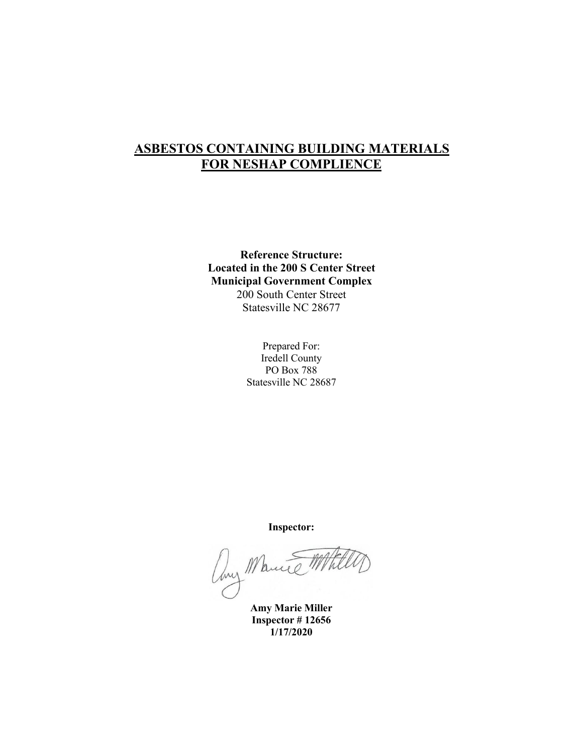# ASBESTOS CONTAINING BUILDING MATERIALS FOR NESHAP COMPLIENCE

**Reference Structure:**
**Located in the 200 S Center Street**
**Municipal Government Complex**
200 South Center Street
Statesville NC 28677

Prepared For:
Iredell County
PO Box 788
Statesville NC 28687

**Inspector:**

**Amy Marie Miller**
**Inspector # 12656**
**1/17/2020**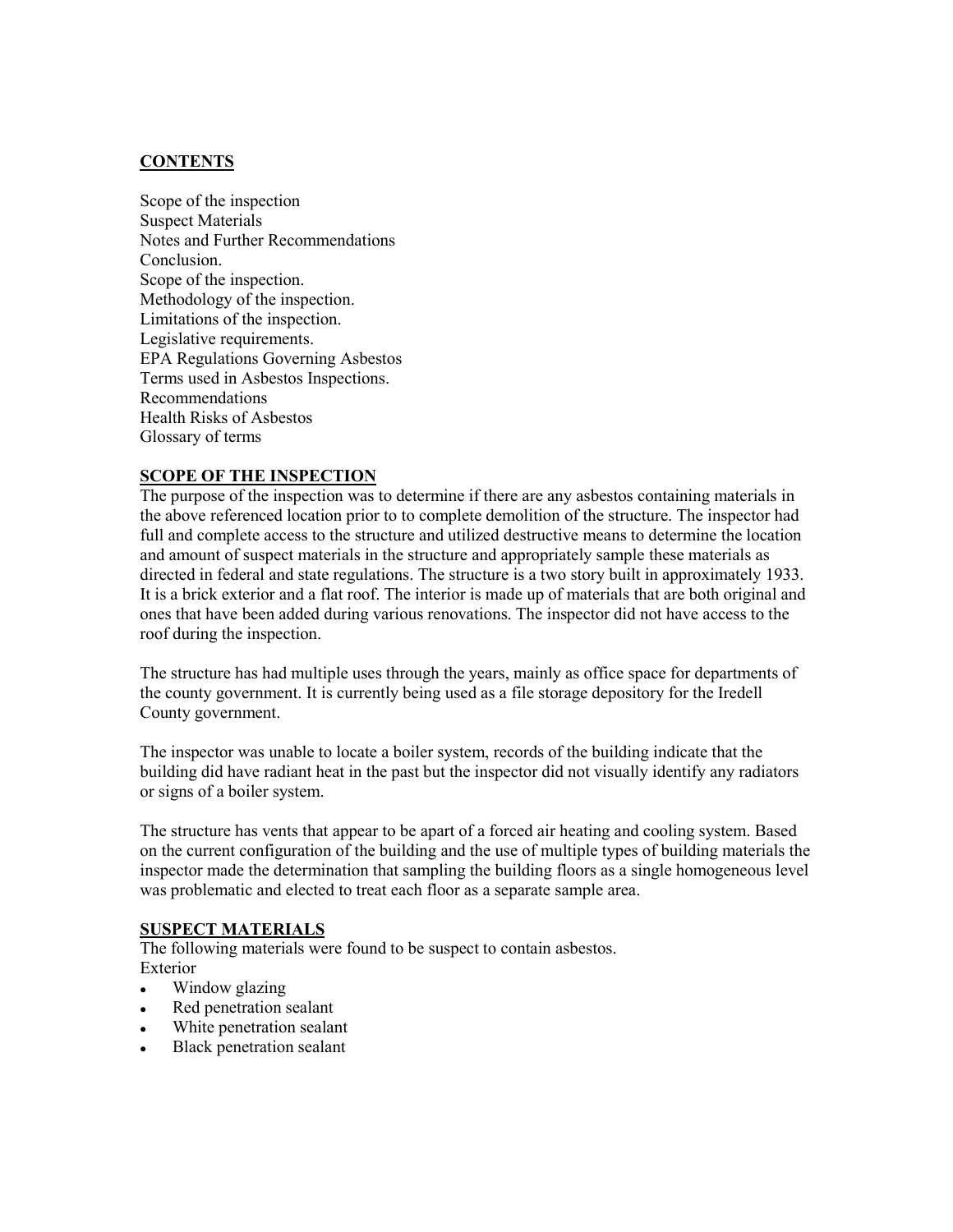## CONTENTS

Scope of the inspection
Suspect Materials
Notes and Further Recommendations
Conclusion.
Scope of the inspection.
Methodology of the inspection.
Limitations of the inspection.
Legislative requirements.
EPA Regulations Governing Asbestos
Terms used in Asbestos Inspections.
Recommendations
Health Risks of Asbestos
Glossary of terms

## SCOPE OF THE INSPECTION

The purpose of the inspection was to determine if there are any asbestos containing materials in the above referenced location prior to to complete demolition of the structure. The inspector had full and complete access to the structure and utilized destructive means to determine the location and amount of suspect materials in the structure and appropriately sample these materials as directed in federal and state regulations. The structure is a two story built in approximately 1933. It is a brick exterior and a flat roof. The interior is made up of materials that are both original and ones that have been added during various renovations. The inspector did not have access to the roof during the inspection.

The structure has had multiple uses through the years, mainly as office space for departments of the county government. It is currently being used as a file storage depository for the Iredell County government.

The inspector was unable to locate a boiler system, records of the building indicate that the building did have radiant heat in the past but the inspector did not visually identify any radiators or signs of a boiler system.

The structure has vents that appear to be apart of a forced air heating and cooling system. Based on the current configuration of the building and the use of multiple types of building materials the inspector made the determination that sampling the building floors as a single homogeneous level was problematic and elected to treat each floor as a separate sample area.

## SUSPECT MATERIALS

The following materials were found to be suspect to contain asbestos.
Exterior

- Window glazing
- Red penetration sealant
- White penetration sealant
- Black penetration sealant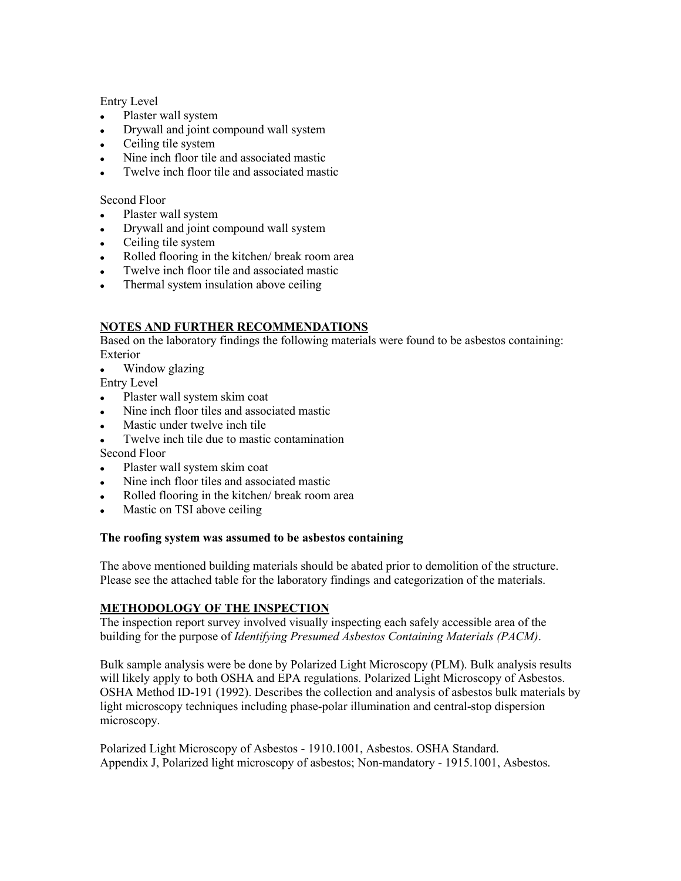Entry Level

- Plaster wall system
- Drywall and joint compound wall system
- Ceiling tile system
- Nine inch floor tile and associated mastic
- Twelve inch floor tile and associated mastic

Second Floor

- Plaster wall system
- Drywall and joint compound wall system
- Ceiling tile system
- Rolled flooring in the kitchen/ break room area
- Twelve inch floor tile and associated mastic
- Thermal system insulation above ceiling

## NOTES AND FURTHER RECOMMENDATIONS

Based on the laboratory findings the following materials were found to be asbestos containing:

Exterior

- Window glazing

Entry Level

- Plaster wall system skim coat
- Nine inch floor tiles and associated mastic
- Mastic under twelve inch tile
- Twelve inch tile due to mastic contamination

Second Floor

- Plaster wall system skim coat
- Nine inch floor tiles and associated mastic
- Rolled flooring in the kitchen/ break room area
- Mastic on TSI above ceiling

**The roofing system was assumed to be asbestos containing**

The above mentioned building materials should be abated prior to demolition of the structure. Please see the attached table for the laboratory findings and categorization of the materials.

## METHODOLOGY OF THE INSPECTION

The inspection report survey involved visually inspecting each safely accessible area of the building for the purpose of *Identifying Presumed Asbestos Containing Materials (PACM)*.

Bulk sample analysis were be done by Polarized Light Microscopy (PLM). Bulk analysis results will likely apply to both OSHA and EPA regulations. Polarized Light Microscopy of Asbestos. OSHA Method ID-191 (1992). Describes the collection and analysis of asbestos bulk materials by light microscopy techniques including phase-polar illumination and central-stop dispersion microscopy.

Polarized Light Microscopy of Asbestos - 1910.1001, Asbestos. OSHA Standard.
Appendix J, Polarized light microscopy of asbestos; Non-mandatory - 1915.1001, Asbestos.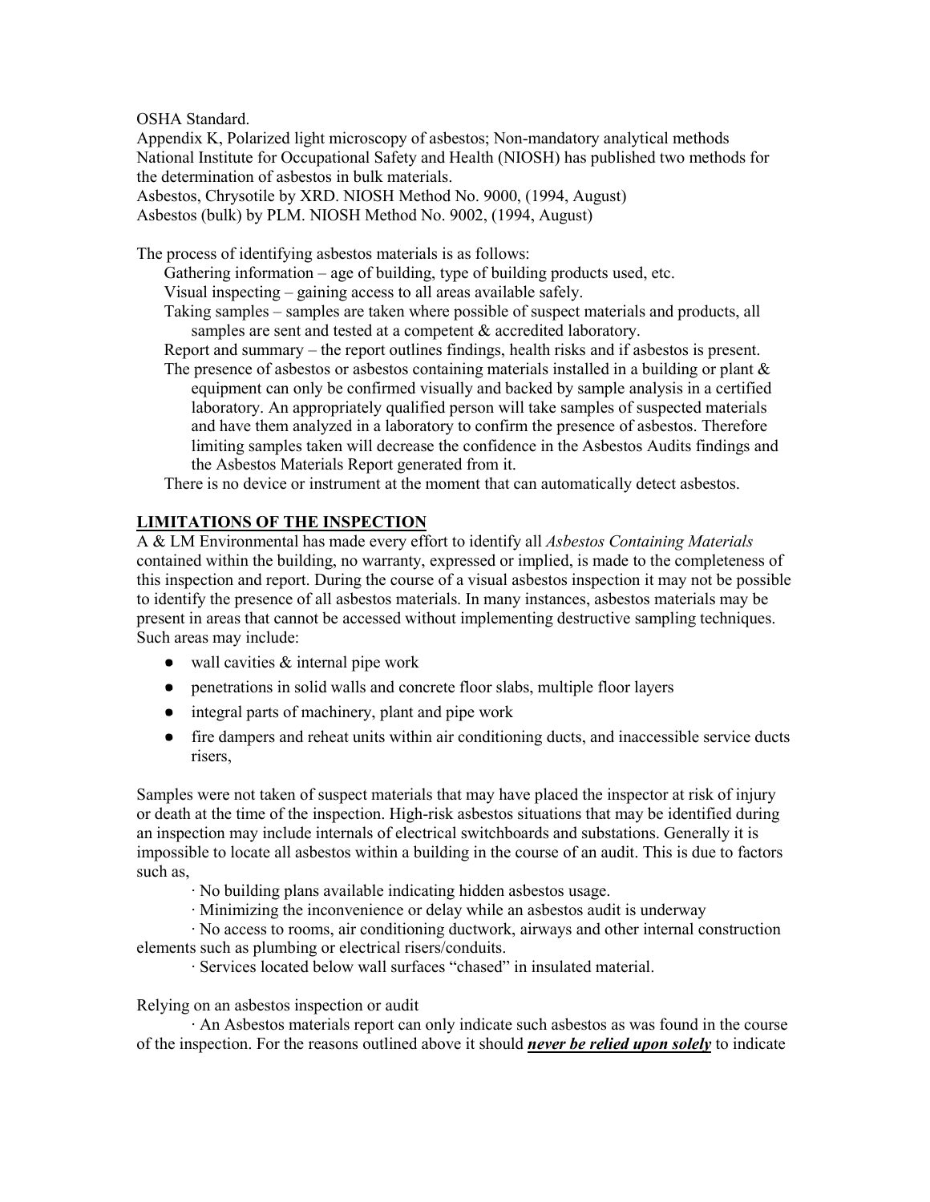OSHA Standard.

Appendix K, Polarized light microscopy of asbestos; Non-mandatory analytical methods National Institute for Occupational Safety and Health (NIOSH) has published two methods for the determination of asbestos in bulk materials.

Asbestos, Chrysotile by XRD. NIOSH Method No. 9000, (1994, August)

Asbestos (bulk) by PLM. NIOSH Method No. 9002, (1994, August)

The process of identifying asbestos materials is as follows:

Gathering information – age of building, type of building products used, etc.

Visual inspecting – gaining access to all areas available safely.

Taking samples – samples are taken where possible of suspect materials and products, all samples are sent and tested at a competent & accredited laboratory.

Report and summary – the report outlines findings, health risks and if asbestos is present.

The presence of asbestos or asbestos containing materials installed in a building or plant & equipment can only be confirmed visually and backed by sample analysis in a certified laboratory. An appropriately qualified person will take samples of suspected materials and have them analyzed in a laboratory to confirm the presence of asbestos. Therefore limiting samples taken will decrease the confidence in the Asbestos Audits findings and the Asbestos Materials Report generated from it.

There is no device or instrument at the moment that can automatically detect asbestos.

## LIMITATIONS OF THE INSPECTION

A & LM Environmental has made every effort to identify all *Asbestos Containing Materials* contained within the building, no warranty, expressed or implied, is made to the completeness of this inspection and report. During the course of a visual asbestos inspection it may not be possible to identify the presence of all asbestos materials. In many instances, asbestos materials may be present in areas that cannot be accessed without implementing destructive sampling techniques. Such areas may include:

- wall cavities & internal pipe work
- penetrations in solid walls and concrete floor slabs, multiple floor layers
- integral parts of machinery, plant and pipe work
- fire dampers and reheat units within air conditioning ducts, and inaccessible service ducts risers,

Samples were not taken of suspect materials that may have placed the inspector at risk of injury or death at the time of the inspection. High-risk asbestos situations that may be identified during an inspection may include internals of electrical switchboards and substations. Generally it is impossible to locate all asbestos within a building in the course of an audit. This is due to factors such as,

· No building plans available indicating hidden asbestos usage.

· Minimizing the inconvenience or delay while an asbestos audit is underway

· No access to rooms, air conditioning ductwork, airways and other internal construction elements such as plumbing or electrical risers/conduits.

· Services located below wall surfaces "chased" in insulated material.

Relying on an asbestos inspection or audit

· An Asbestos materials report can only indicate such asbestos as was found in the course of the inspection. For the reasons outlined above it should ***never be relied upon solely*** to indicate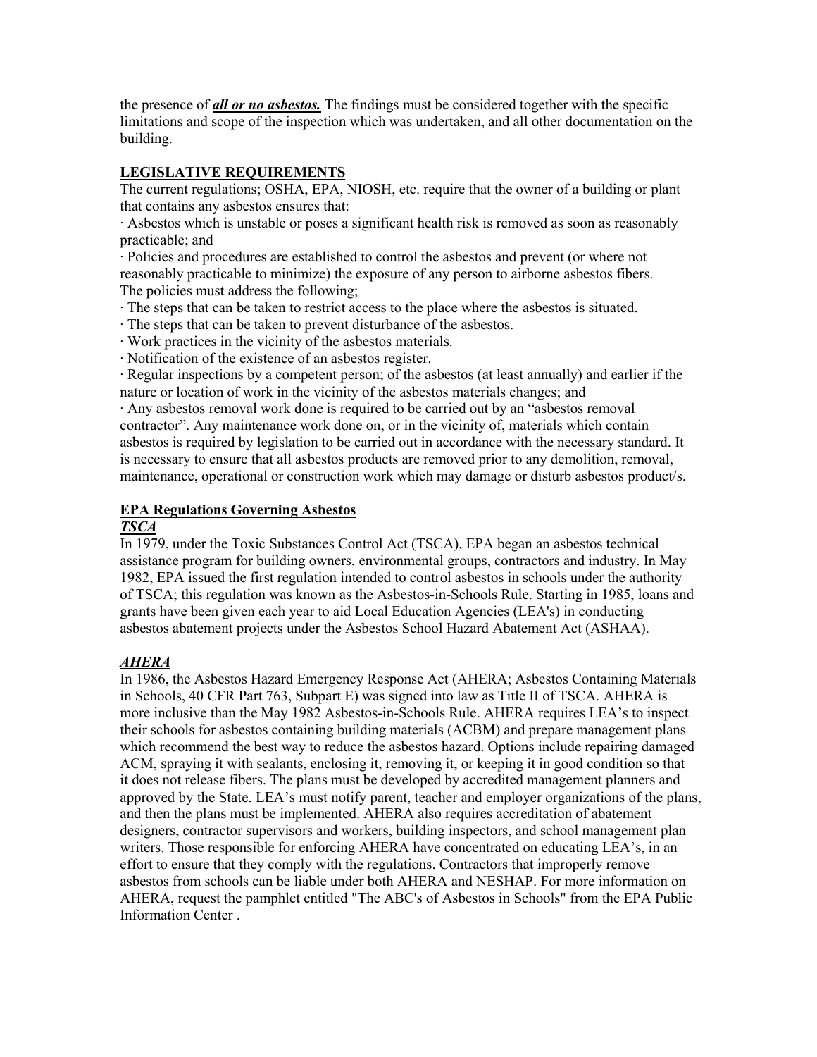the presence of ***all or no asbestos.*** The findings must be considered together with the specific limitations and scope of the inspection which was undertaken, and all other documentation on the building.

**LEGISLATIVE REQUIREMENTS**

The current regulations; OSHA, EPA, NIOSH, etc. require that the owner of a building or plant that contains any asbestos ensures that:

· Asbestos which is unstable or poses a significant health risk is removed as soon as reasonably practicable; and

· Policies and procedures are established to control the asbestos and prevent (or where not reasonably practicable to minimize) the exposure of any person to airborne asbestos fibers. The policies must address the following;

· The steps that can be taken to restrict access to the place where the asbestos is situated.

· The steps that can be taken to prevent disturbance of the asbestos.

· Work practices in the vicinity of the asbestos materials.

· Notification of the existence of an asbestos register.

· Regular inspections by a competent person; of the asbestos (at least annually) and earlier if the nature or location of work in the vicinity of the asbestos materials changes; and

· Any asbestos removal work done is required to be carried out by an "asbestos removal contractor". Any maintenance work done on, or in the vicinity of, materials which contain asbestos is required by legislation to be carried out in accordance with the necessary standard. It is necessary to ensure that all asbestos products are removed prior to any demolition, removal, maintenance, operational or construction work which may damage or disturb asbestos product/s.

**EPA Regulations Governing Asbestos**

***TSCA***

In 1979, under the Toxic Substances Control Act (TSCA), EPA began an asbestos technical assistance program for building owners, environmental groups, contractors and industry. In May 1982, EPA issued the first regulation intended to control asbestos in schools under the authority of TSCA; this regulation was known as the Asbestos-in-Schools Rule. Starting in 1985, loans and grants have been given each year to aid Local Education Agencies (LEA's) in conducting asbestos abatement projects under the Asbestos School Hazard Abatement Act (ASHAA).

***AHERA***

In 1986, the Asbestos Hazard Emergency Response Act (AHERA; Asbestos Containing Materials in Schools, 40 CFR Part 763, Subpart E) was signed into law as Title II of TSCA. AHERA is more inclusive than the May 1982 Asbestos-in-Schools Rule. AHERA requires LEA's to inspect their schools for asbestos containing building materials (ACBM) and prepare management plans which recommend the best way to reduce the asbestos hazard. Options include repairing damaged ACM, spraying it with sealants, enclosing it, removing it, or keeping it in good condition so that it does not release fibers. The plans must be developed by accredited management planners and approved by the State. LEA's must notify parent, teacher and employer organizations of the plans, and then the plans must be implemented. AHERA also requires accreditation of abatement designers, contractor supervisors and workers, building inspectors, and school management plan writers. Those responsible for enforcing AHERA have concentrated on educating LEA's, in an effort to ensure that they comply with the regulations. Contractors that improperly remove asbestos from schools can be liable under both AHERA and NESHAP. For more information on AHERA, request the pamphlet entitled "The ABC's of Asbestos in Schools" from the EPA Public Information Center .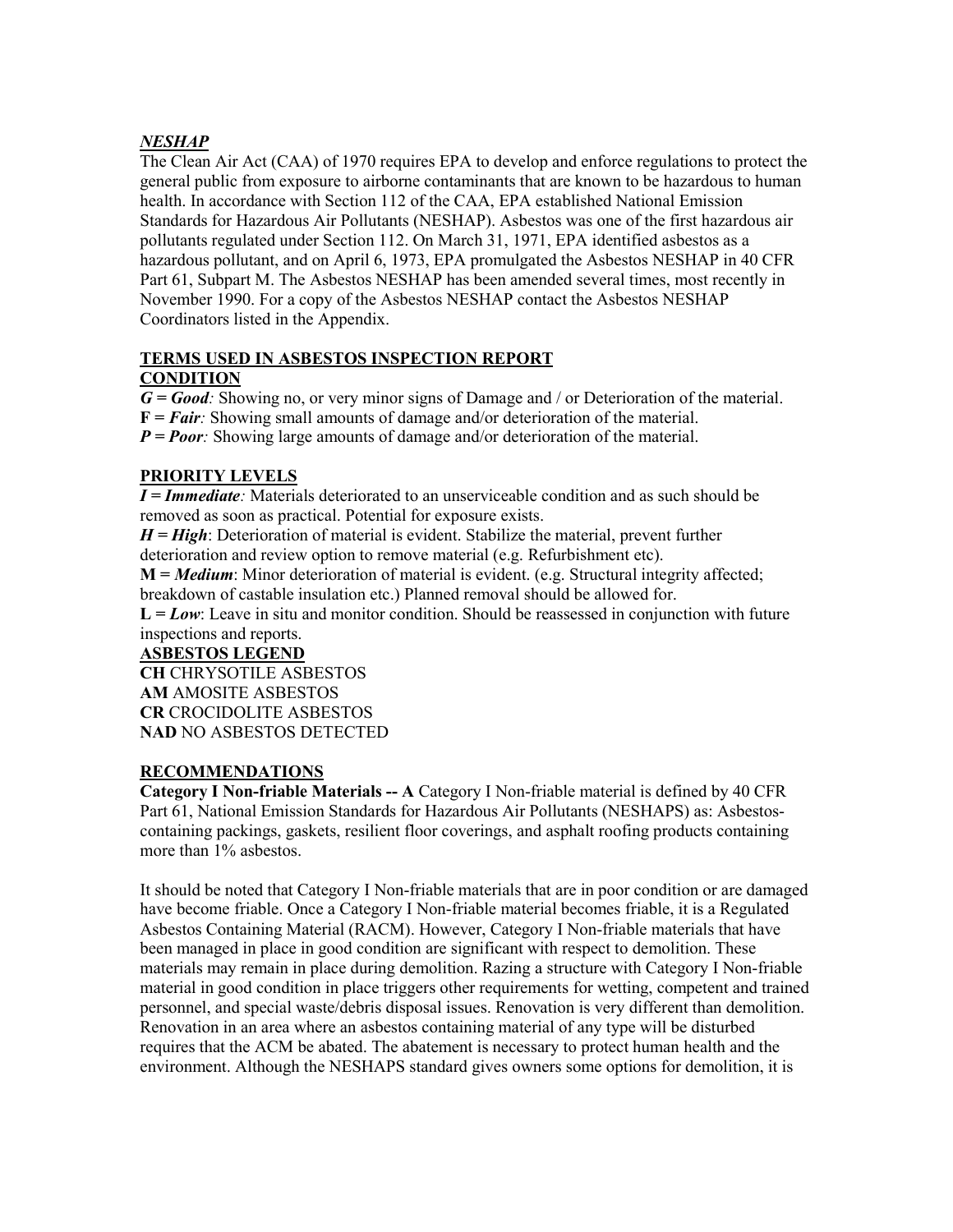## *NESHAP*

The Clean Air Act (CAA) of 1970 requires EPA to develop and enforce regulations to protect the general public from exposure to airborne contaminants that are known to be hazardous to human health. In accordance with Section 112 of the CAA, EPA established National Emission Standards for Hazardous Air Pollutants (NESHAP). Asbestos was one of the first hazardous air pollutants regulated under Section 112. On March 31, 1971, EPA identified asbestos as a hazardous pollutant, and on April 6, 1973, EPA promulgated the Asbestos NESHAP in 40 CFR Part 61, Subpart M. The Asbestos NESHAP has been amended several times, most recently in November 1990. For a copy of the Asbestos NESHAP contact the Asbestos NESHAP Coordinators listed in the Appendix.

## TERMS USED IN ASBESTOS INSPECTION REPORT

### CONDITION

***G = Good****:* Showing no, or very minor signs of Damage and / or Deterioration of the material.
**F =** ***Fair****:* Showing small amounts of damage and/or deterioration of the material.
***P = Poor****:* Showing large amounts of damage and/or deterioration of the material.

### PRIORITY LEVELS

***I = Immediate****:* Materials deteriorated to an unserviceable condition and as such should be removed as soon as practical. Potential for exposure exists.
***H = High***: Deterioration of material is evident. Stabilize the material, prevent further deterioration and review option to remove material (e.g. Refurbishment etc).
**M =** ***Medium***: Minor deterioration of material is evident. (e.g. Structural integrity affected; breakdown of castable insulation etc.) Planned removal should be allowed for.
**L =** ***Low***: Leave in situ and monitor condition. Should be reassessed in conjunction with future inspections and reports.

### ASBESTOS LEGEND

**CH** CHRYSOTILE ASBESTOS
**AM** AMOSITE ASBESTOS
**CR** CROCIDOLITE ASBESTOS
**NAD** NO ASBESTOS DETECTED

### RECOMMENDATIONS

**Category I Non-friable Materials -- A** Category I Non-friable material is defined by 40 CFR Part 61, National Emission Standards for Hazardous Air Pollutants (NESHAPS) as: Asbestos-containing packings, gaskets, resilient floor coverings, and asphalt roofing products containing more than 1% asbestos.

It should be noted that Category I Non-friable materials that are in poor condition or are damaged have become friable. Once a Category I Non-friable material becomes friable, it is a Regulated Asbestos Containing Material (RACM). However, Category I Non-friable materials that have been managed in place in good condition are significant with respect to demolition. These materials may remain in place during demolition. Razing a structure with Category I Non-friable material in good condition in place triggers other requirements for wetting, competent and trained personnel, and special waste/debris disposal issues. Renovation is very different than demolition. Renovation in an area where an asbestos containing material of any type will be disturbed requires that the ACM be abated. The abatement is necessary to protect human health and the environment. Although the NESHAPS standard gives owners some options for demolition, it is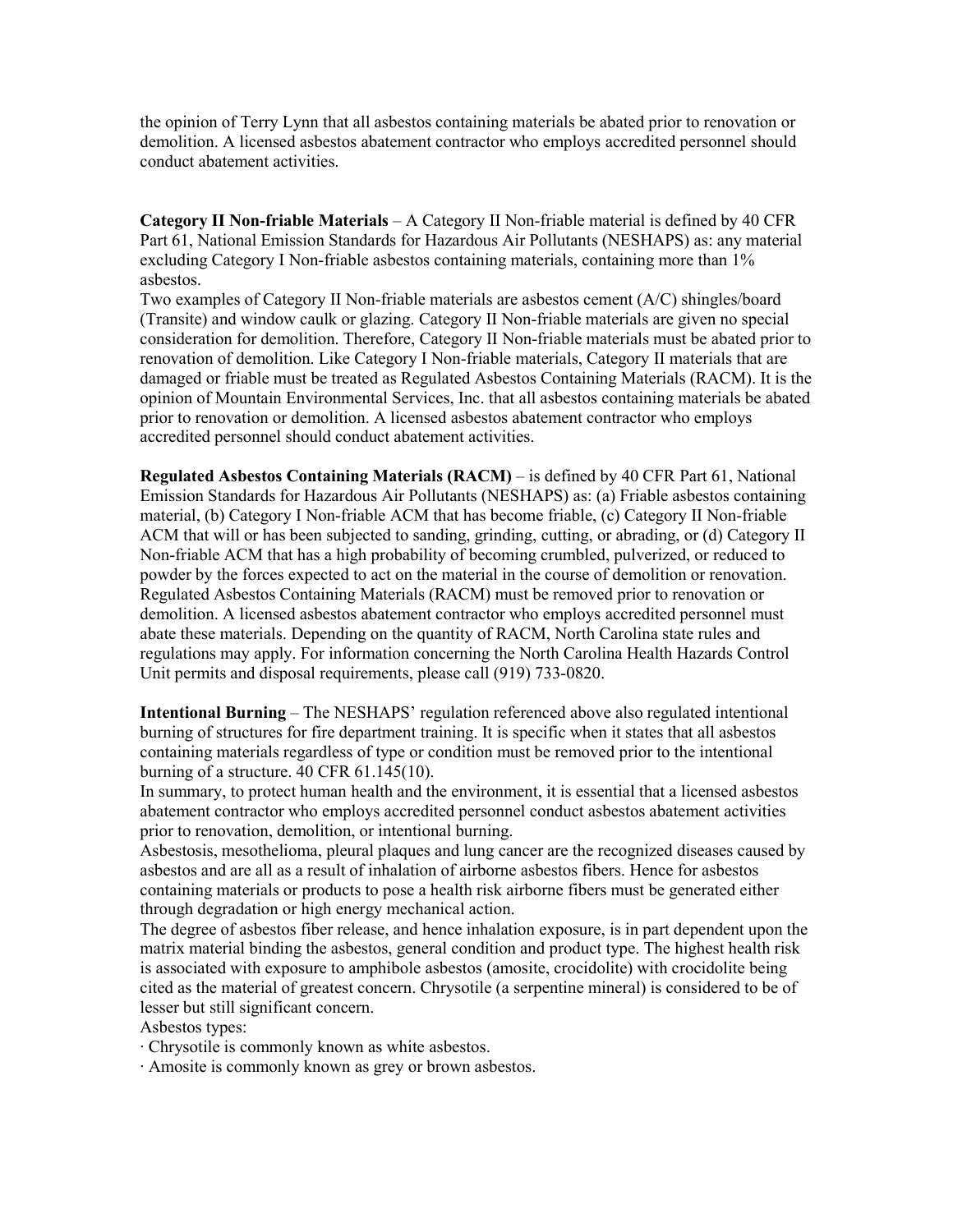the opinion of Terry Lynn that all asbestos containing materials be abated prior to renovation or demolition. A licensed asbestos abatement contractor who employs accredited personnel should conduct abatement activities.

**Category II Non-friable Materials** – A Category II Non-friable material is defined by 40 CFR Part 61, National Emission Standards for Hazardous Air Pollutants (NESHAPS) as: any material excluding Category I Non-friable asbestos containing materials, containing more than 1% asbestos.

Two examples of Category II Non-friable materials are asbestos cement (A/C) shingles/board (Transite) and window caulk or glazing. Category II Non-friable materials are given no special consideration for demolition. Therefore, Category II Non-friable materials must be abated prior to renovation of demolition. Like Category I Non-friable materials, Category II materials that are damaged or friable must be treated as Regulated Asbestos Containing Materials (RACM). It is the opinion of Mountain Environmental Services, Inc. that all asbestos containing materials be abated prior to renovation or demolition. A licensed asbestos abatement contractor who employs accredited personnel should conduct abatement activities.

**Regulated Asbestos Containing Materials (RACM)** – is defined by 40 CFR Part 61, National Emission Standards for Hazardous Air Pollutants (NESHAPS) as: (a) Friable asbestos containing material, (b) Category I Non-friable ACM that has become friable, (c) Category II Non-friable ACM that will or has been subjected to sanding, grinding, cutting, or abrading, or (d) Category II Non-friable ACM that has a high probability of becoming crumbled, pulverized, or reduced to powder by the forces expected to act on the material in the course of demolition or renovation. Regulated Asbestos Containing Materials (RACM) must be removed prior to renovation or demolition. A licensed asbestos abatement contractor who employs accredited personnel must abate these materials. Depending on the quantity of RACM, North Carolina state rules and regulations may apply. For information concerning the North Carolina Health Hazards Control Unit permits and disposal requirements, please call (919) 733-0820.

**Intentional Burning** – The NESHAPS' regulation referenced above also regulated intentional burning of structures for fire department training. It is specific when it states that all asbestos containing materials regardless of type or condition must be removed prior to the intentional burning of a structure. 40 CFR 61.145(10).

In summary, to protect human health and the environment, it is essential that a licensed asbestos abatement contractor who employs accredited personnel conduct asbestos abatement activities prior to renovation, demolition, or intentional burning.

Asbestosis, mesothelioma, pleural plaques and lung cancer are the recognized diseases caused by asbestos and are all as a result of inhalation of airborne asbestos fibers. Hence for asbestos containing materials or products to pose a health risk airborne fibers must be generated either through degradation or high energy mechanical action.

The degree of asbestos fiber release, and hence inhalation exposure, is in part dependent upon the matrix material binding the asbestos, general condition and product type. The highest health risk is associated with exposure to amphibole asbestos (amosite, crocidolite) with crocidolite being cited as the material of greatest concern. Chrysotile (a serpentine mineral) is considered to be of lesser but still significant concern.

Asbestos types:

· Chrysotile is commonly known as white asbestos.

· Amosite is commonly known as grey or brown asbestos.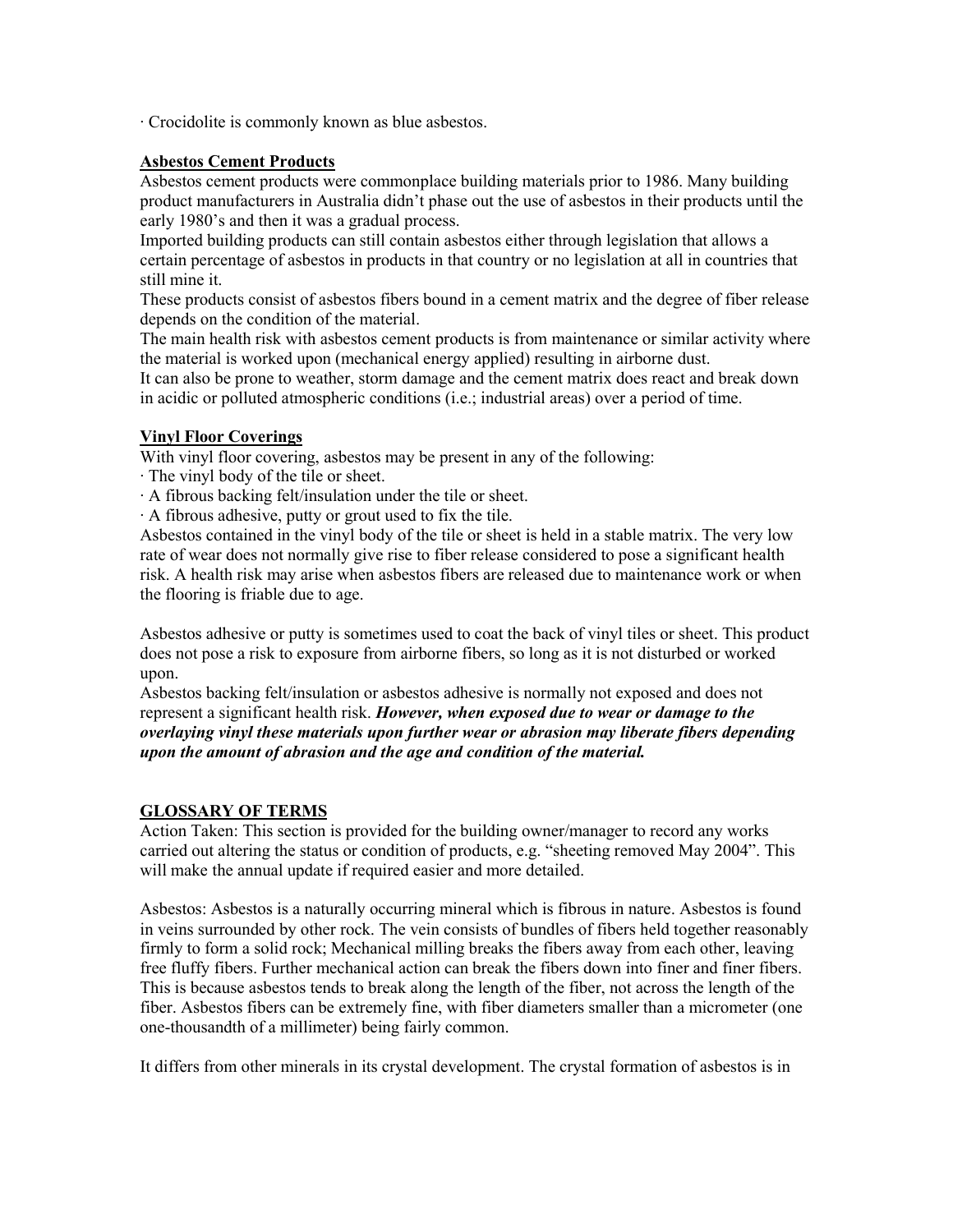· Crocidolite is commonly known as blue asbestos.

**Asbestos Cement Products**

Asbestos cement products were commonplace building materials prior to 1986. Many building product manufacturers in Australia didn't phase out the use of asbestos in their products until the early 1980's and then it was a gradual process.

Imported building products can still contain asbestos either through legislation that allows a certain percentage of asbestos in products in that country or no legislation at all in countries that still mine it.

These products consist of asbestos fibers bound in a cement matrix and the degree of fiber release depends on the condition of the material.

The main health risk with asbestos cement products is from maintenance or similar activity where the material is worked upon (mechanical energy applied) resulting in airborne dust.

It can also be prone to weather, storm damage and the cement matrix does react and break down in acidic or polluted atmospheric conditions (i.e.; industrial areas) over a period of time.

**Vinyl Floor Coverings**

With vinyl floor covering, asbestos may be present in any of the following:

· The vinyl body of the tile or sheet.
· A fibrous backing felt/insulation under the tile or sheet.
· A fibrous adhesive, putty or grout used to fix the tile.

Asbestos contained in the vinyl body of the tile or sheet is held in a stable matrix. The very low rate of wear does not normally give rise to fiber release considered to pose a significant health risk. A health risk may arise when asbestos fibers are released due to maintenance work or when the flooring is friable due to age.

Asbestos adhesive or putty is sometimes used to coat the back of vinyl tiles or sheet. This product does not pose a risk to exposure from airborne fibers, so long as it is not disturbed or worked upon.

Asbestos backing felt/insulation or asbestos adhesive is normally not exposed and does not represent a significant health risk. ***However, when exposed due to wear or damage to the overlaying vinyl these materials upon further wear or abrasion may liberate fibers depending upon the amount of abrasion and the age and condition of the material.***

**GLOSSARY OF TERMS**

Action Taken: This section is provided for the building owner/manager to record any works carried out altering the status or condition of products, e.g. "sheeting removed May 2004". This will make the annual update if required easier and more detailed.

Asbestos: Asbestos is a naturally occurring mineral which is fibrous in nature. Asbestos is found in veins surrounded by other rock. The vein consists of bundles of fibers held together reasonably firmly to form a solid rock; Mechanical milling breaks the fibers away from each other, leaving free fluffy fibers. Further mechanical action can break the fibers down into finer and finer fibers. This is because asbestos tends to break along the length of the fiber, not across the length of the fiber. Asbestos fibers can be extremely fine, with fiber diameters smaller than a micrometer (one one-thousandth of a millimeter) being fairly common.

It differs from other minerals in its crystal development. The crystal formation of asbestos is in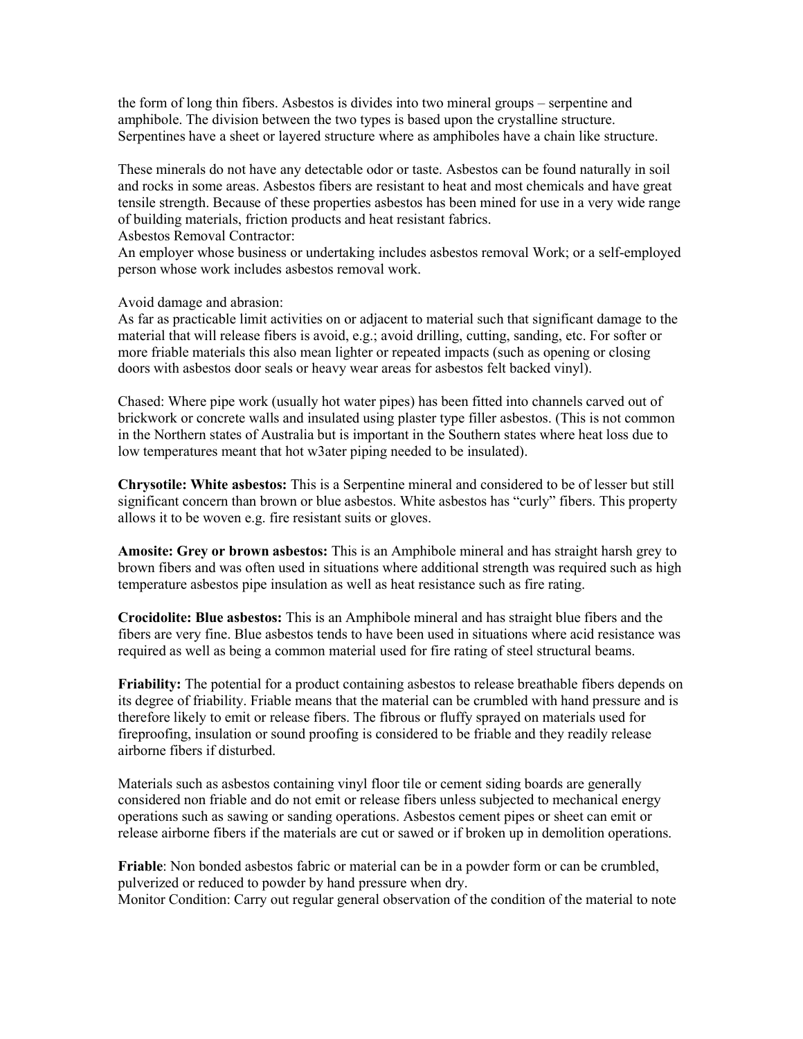the form of long thin fibers. Asbestos is divides into two mineral groups – serpentine and amphibole. The division between the two types is based upon the crystalline structure. Serpentines have a sheet or layered structure where as amphiboles have a chain like structure.

These minerals do not have any detectable odor or taste. Asbestos can be found naturally in soil and rocks in some areas. Asbestos fibers are resistant to heat and most chemicals and have great tensile strength. Because of these properties asbestos has been mined for use in a very wide range of building materials, friction products and heat resistant fabrics.

Asbestos Removal Contractor:
An employer whose business or undertaking includes asbestos removal Work; or a self-employed person whose work includes asbestos removal work.

Avoid damage and abrasion:
As far as practicable limit activities on or adjacent to material such that significant damage to the material that will release fibers is avoid, e.g.; avoid drilling, cutting, sanding, etc. For softer or more friable materials this also mean lighter or repeated impacts (such as opening or closing doors with asbestos door seals or heavy wear areas for asbestos felt backed vinyl).

Chased: Where pipe work (usually hot water pipes) has been fitted into channels carved out of brickwork or concrete walls and insulated using plaster type filler asbestos. (This is not common in the Northern states of Australia but is important in the Southern states where heat loss due to low temperatures meant that hot w3ater piping needed to be insulated).

**Chrysotile: White asbestos:** This is a Serpentine mineral and considered to be of lesser but still significant concern than brown or blue asbestos. White asbestos has "curly" fibers. This property allows it to be woven e.g. fire resistant suits or gloves.

**Amosite: Grey or brown asbestos:** This is an Amphibole mineral and has straight harsh grey to brown fibers and was often used in situations where additional strength was required such as high temperature asbestos pipe insulation as well as heat resistance such as fire rating.

**Crocidolite: Blue asbestos:** This is an Amphibole mineral and has straight blue fibers and the fibers are very fine. Blue asbestos tends to have been used in situations where acid resistance was required as well as being a common material used for fire rating of steel structural beams.

**Friability:** The potential for a product containing asbestos to release breathable fibers depends on its degree of friability. Friable means that the material can be crumbled with hand pressure and is therefore likely to emit or release fibers. The fibrous or fluffy sprayed on materials used for fireproofing, insulation or sound proofing is considered to be friable and they readily release airborne fibers if disturbed.

Materials such as asbestos containing vinyl floor tile or cement siding boards are generally considered non friable and do not emit or release fibers unless subjected to mechanical energy operations such as sawing or sanding operations. Asbestos cement pipes or sheet can emit or release airborne fibers if the materials are cut or sawed or if broken up in demolition operations.

**Friable**: Non bonded asbestos fabric or material can be in a powder form or can be crumbled, pulverized or reduced to powder by hand pressure when dry.

Monitor Condition: Carry out regular general observation of the condition of the material to note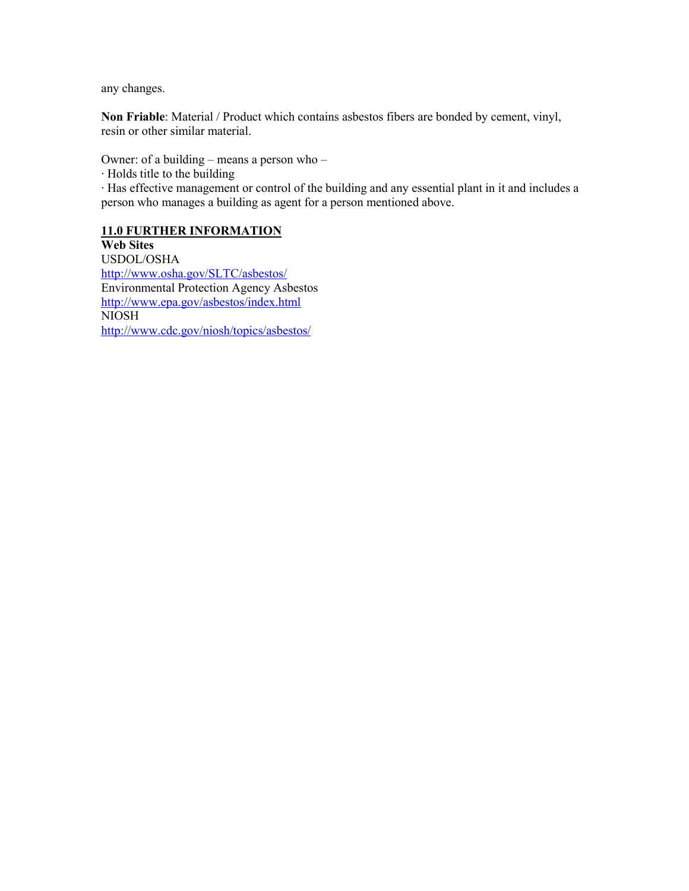any changes.

**Non Friable**: Material / Product which contains asbestos fibers are bonded by cement, vinyl, resin or other similar material.

Owner: of a building – means a person who –

· Holds title to the building

· Has effective management or control of the building and any essential plant in it and includes a person who manages a building as agent for a person mentioned above.

## 11.0 FURTHER INFORMATION

**Web Sites**

USDOL/OSHA

http://www.osha.gov/SLTC/asbestos/

Environmental Protection Agency Asbestos

http://www.epa.gov/asbestos/index.html

NIOSH

http://www.cdc.gov/niosh/topics/asbestos/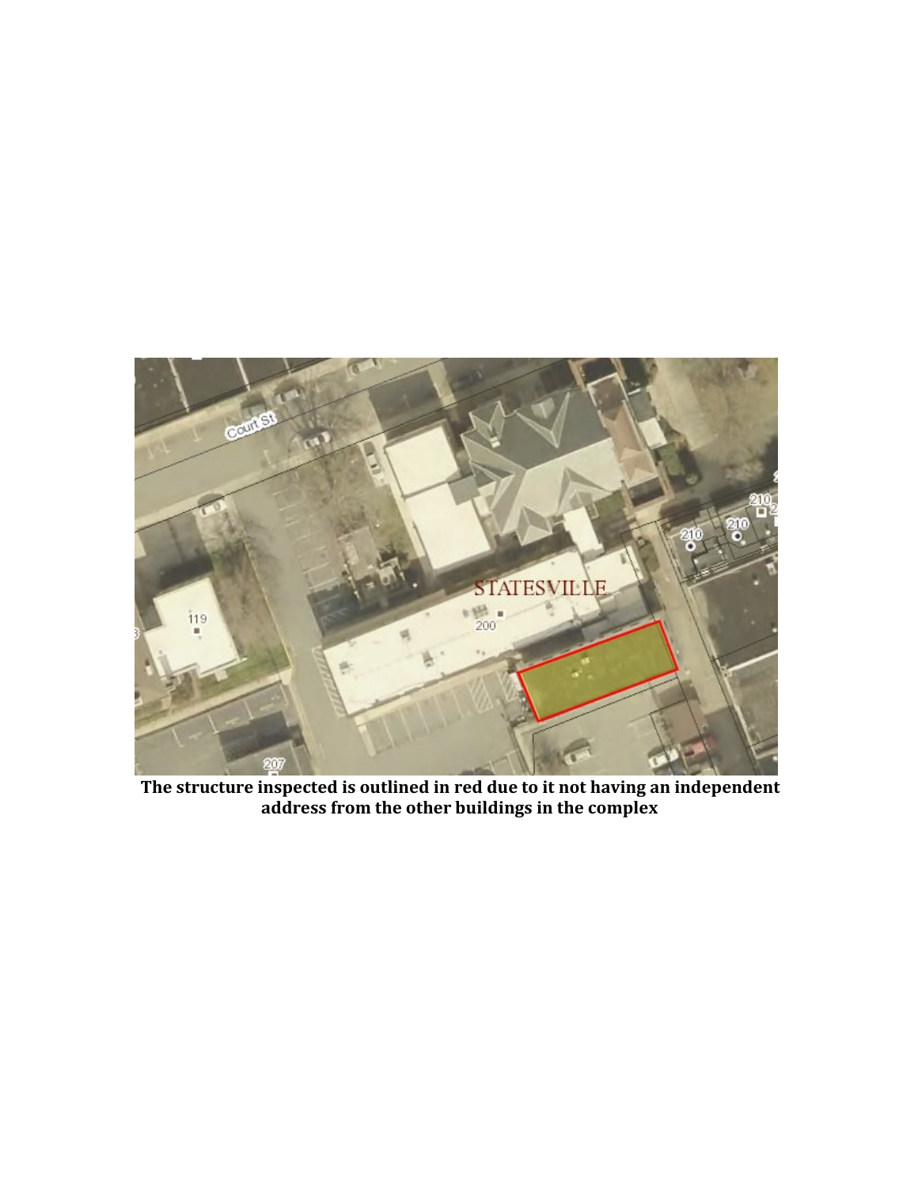**The structure inspected is outlined in red due to it not having an independent address from the other buildings in the complex**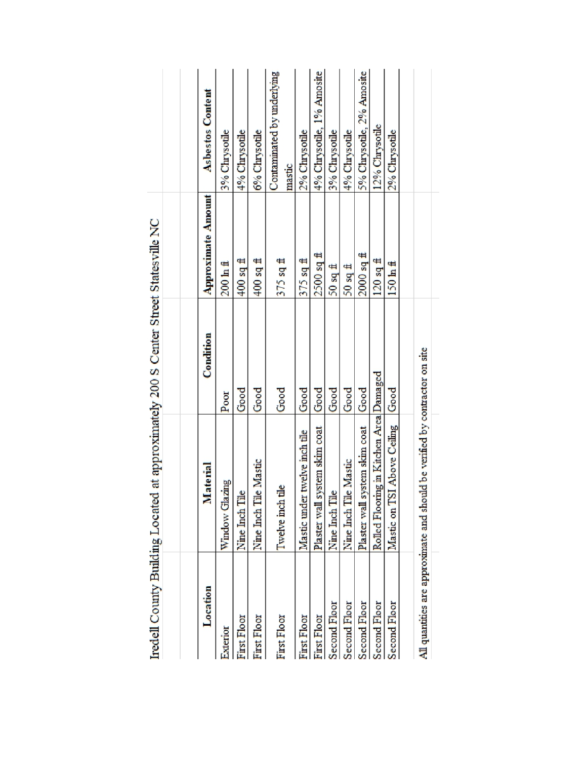# Iredell County Building Located at approximately 200 S Center Street Statesville NC

| Location | Material | Condition | Approximate Amount | Asbestos Content |
|---|---|---|---|---|
| Exterior | Window Glazing | Poor | 200 ln ft | 3% Chrysotile |
| First Floor | Nine Inch Tile | Good | 400 sq ft | 4% Chrysotile |
| First Floor | Nine Inch Tile Mastic | Good | 400 sq ft | 6% Chrysotile |
| First Floor | Twelve inch tile | Good | 375 sq ft | Contaminated by underlying mastic |
| First Floor | Mastic under twelve inch tile | Good | 375 sq ft | 2% Chrysotile |
| First Floor | Plaster wall system skim coat | Good | 2500 sq ft | 4% Chrysotile, 1% Amosite |
| Second Floor | Nine Inch Tile | Good | 50 sq ft | 3% Chrysotile |
| Second Floor | Nine Inch Tile Mastic | Good | 50 sq ft | 4% Chrysotile |
| Second Floor | Plaster wall system skim coat | Good | 2000 sq ft | 5% Chrysotile, 2% Amosite |
| Second Floor | Rolled Flooring in Kitchen Area | Damaged | 120 sq ft | 12% Chrysotile |
| Second Floor | Mastic on TSI Above Ceiling | Good | 150 ln ft | 2% Chrysotile |

All quantities are approximate and should be verified by contractor on site